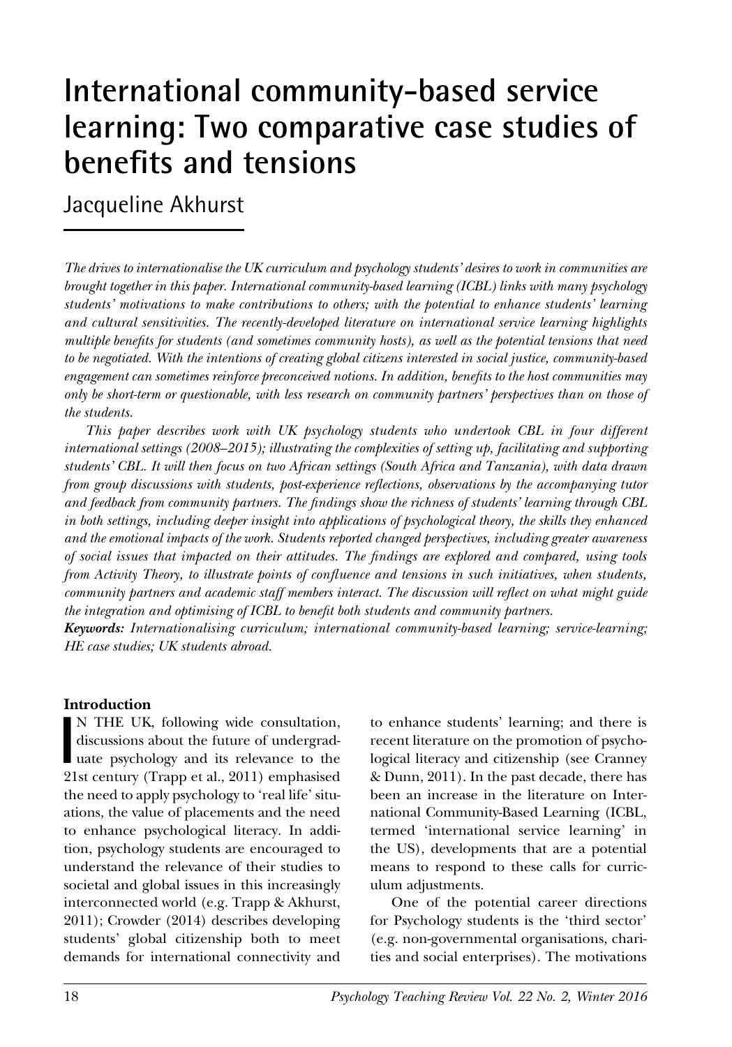# International community-based service learning: Two comparative case studies of benefits and tensions

Jacqueline Akhurst

*The drives to internationalise the UK curriculum and psychology students' desires to work in communities are brought together in this paper. International community-based learning (ICBL) links with many psychology students' motivations to make contributions to others; with the potential to enhance students' learning and cultural sensitivities. The recently-developed literature on international service learning highlights multiple benefits for students (and sometimes community hosts), as well as the potential tensions that need to be negotiated. With the intentions of creating global citizens interested in social justice, community-based engagement can sometimes reinforce preconceived notions. In addition, benefits to the host communities may only be short-term or questionable, with less research on community partners' perspectives than on those of the students.*

*This paper describes work with UK psychology students who undertook CBL in four different international settings (2008–2015); illustrating the complexities of setting up, facilitating and supporting students' CBL. It will then focus on two African settings (South Africa and Tanzania), with data drawn from group discussions with students, post-experience reflections, observations by the accompanying tutor and feedback from community partners. The findings show the richness of students' learning through CBL in both settings, including deeper insight into applications of psychological theory, the skills they enhanced and the emotional impacts of the work. Students reported changed perspectives, including greater awareness of social issues that impacted on their attitudes. The findings are explored and compared, using tools from Activity Theory, to illustrate points of confluence and tensions in such initiatives, when students, community partners and academic staff members interact. The discussion will reflect on what might guide the integration and optimising of ICBL to benefit both students and community partners.*

***Keywords:*** *Internationalising curriculum; international community-based learning; service-learning; HE case studies; UK students abroad.*

## Introduction

IN THE UK, following wide consultation, discussions about the future of undergraduate psychology and its relevance to the 21st century (Trapp et al., 2011) emphasised the need to apply psychology to 'real life' situations, the value of placements and the need to enhance psychological literacy. In addition, psychology students are encouraged to understand the relevance of their studies to societal and global issues in this increasingly interconnected world (e.g. Trapp & Akhurst, 2011); Crowder (2014) describes developing students' global citizenship both to meet demands for international connectivity and to enhance students' learning; and there is recent literature on the promotion of psychological literacy and citizenship (see Cranney & Dunn, 2011). In the past decade, there has been an increase in the literature on International Community-Based Learning (ICBL, termed 'international service learning' in the US), developments that are a potential means to respond to these calls for curriculum adjustments.

One of the potential career directions for Psychology students is the 'third sector' (e.g. non-governmental organisations, charities and social enterprises). The motivations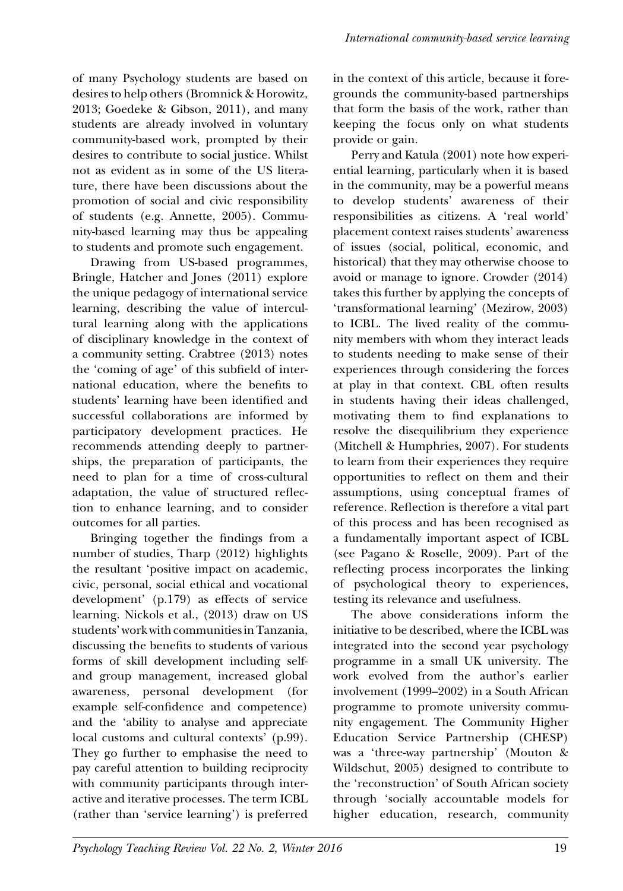of many Psychology students are based on desires to help others (Bromnick & Horowitz, 2013; Goedeke & Gibson, 2011), and many students are already involved in voluntary community-based work, prompted by their desires to contribute to social justice. Whilst not as evident as in some of the US literature, there have been discussions about the promotion of social and civic responsibility of students (e.g. Annette, 2005). Community-based learning may thus be appealing to students and promote such engagement.

Drawing from US-based programmes, Bringle, Hatcher and Jones (2011) explore the unique pedagogy of international service learning, describing the value of intercultural learning along with the applications of disciplinary knowledge in the context of a community setting. Crabtree (2013) notes the 'coming of age' of this subfield of international education, where the benefits to students' learning have been identified and successful collaborations are informed by participatory development practices. He recommends attending deeply to partnerships, the preparation of participants, the need to plan for a time of cross-cultural adaptation, the value of structured reflection to enhance learning, and to consider outcomes for all parties.

Bringing together the findings from a number of studies, Tharp (2012) highlights the resultant 'positive impact on academic, civic, personal, social ethical and vocational development' (p.179) as effects of service learning. Nickols et al., (2013) draw on US students' work with communities in Tanzania, discussing the benefits to students of various forms of skill development including self- and group management, increased global awareness, personal development (for example self-confidence and competence) and the 'ability to analyse and appreciate local customs and cultural contexts' (p.99). They go further to emphasise the need to pay careful attention to building reciprocity with community participants through interactive and iterative processes. The term ICBL (rather than 'service learning') is preferred in the context of this article, because it foregrounds the community-based partnerships that form the basis of the work, rather than keeping the focus only on what students provide or gain.

Perry and Katula (2001) note how experiential learning, particularly when it is based in the community, may be a powerful means to develop students' awareness of their responsibilities as citizens. A 'real world' placement context raises students' awareness of issues (social, political, economic, and historical) that they may otherwise choose to avoid or manage to ignore. Crowder (2014) takes this further by applying the concepts of 'transformational learning' (Mezirow, 2003) to ICBL. The lived reality of the community members with whom they interact leads to students needing to make sense of their experiences through considering the forces at play in that context. CBL often results in students having their ideas challenged, motivating them to find explanations to resolve the disequilibrium they experience (Mitchell & Humphries, 2007). For students to learn from their experiences they require opportunities to reflect on them and their assumptions, using conceptual frames of reference. Reflection is therefore a vital part of this process and has been recognised as a fundamentally important aspect of ICBL (see Pagano & Roselle, 2009). Part of the reflecting process incorporates the linking of psychological theory to experiences, testing its relevance and usefulness.

The above considerations inform the initiative to be described, where the ICBL was integrated into the second year psychology programme in a small UK university. The work evolved from the author's earlier involvement (1999–2002) in a South African programme to promote university community engagement. The Community Higher Education Service Partnership (CHESP) was a 'three-way partnership' (Mouton & Wildschut, 2005) designed to contribute to the 'reconstruction' of South African society through 'socially accountable models for higher education, research, community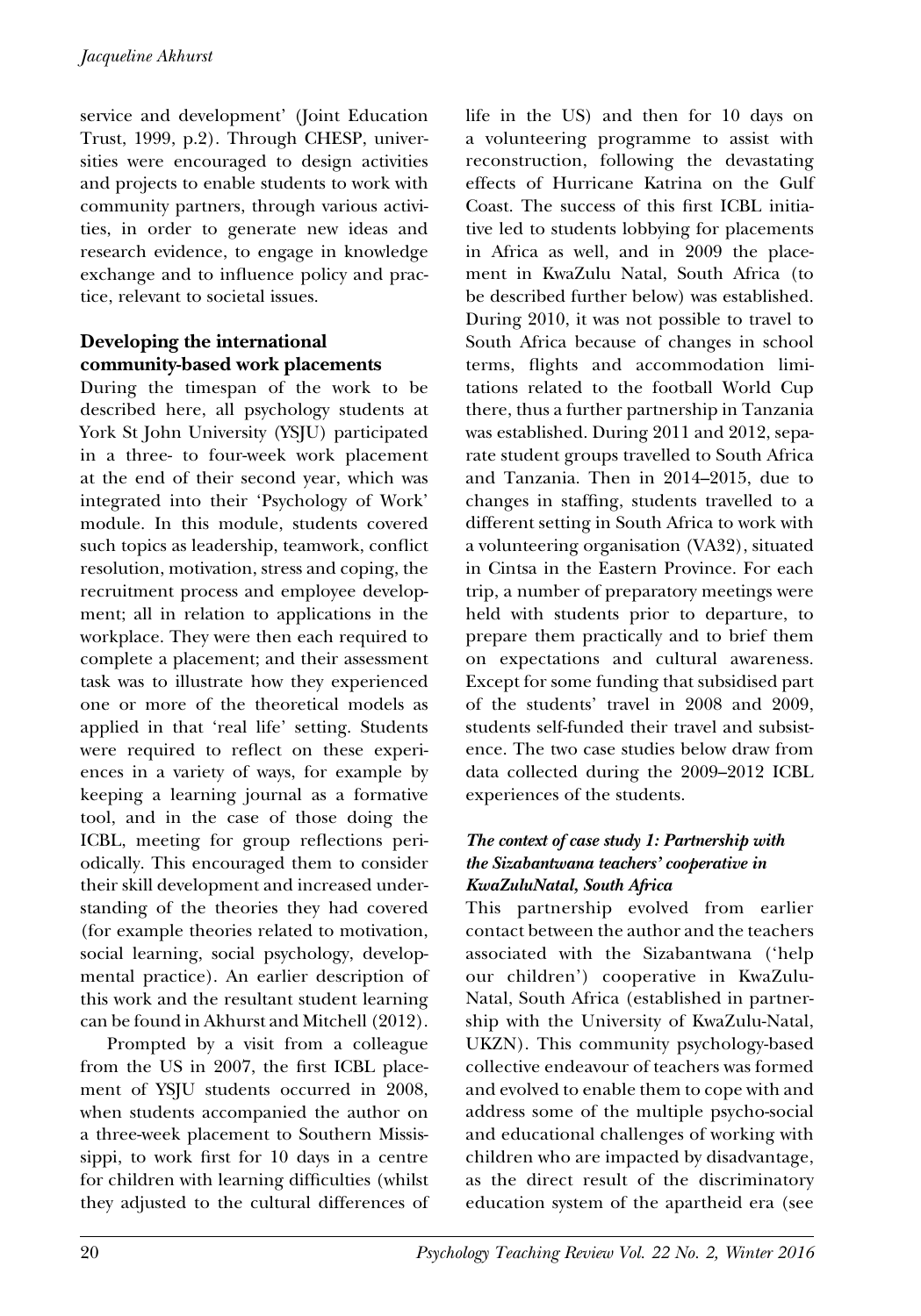service and development' (Joint Education Trust, 1999, p.2). Through CHESP, universities were encouraged to design activities and projects to enable students to work with community partners, through various activities, in order to generate new ideas and research evidence, to engage in knowledge exchange and to influence policy and practice, relevant to societal issues.

## Developing the international community-based work placements

During the timespan of the work to be described here, all psychology students at York St John University (YSJU) participated in a three- to four-week work placement at the end of their second year, which was integrated into their 'Psychology of Work' module. In this module, students covered such topics as leadership, teamwork, conflict resolution, motivation, stress and coping, the recruitment process and employee development; all in relation to applications in the workplace. They were then each required to complete a placement; and their assessment task was to illustrate how they experienced one or more of the theoretical models as applied in that 'real life' setting. Students were required to reflect on these experiences in a variety of ways, for example by keeping a learning journal as a formative tool, and in the case of those doing the ICBL, meeting for group reflections periodically. This encouraged them to consider their skill development and increased understanding of the theories they had covered (for example theories related to motivation, social learning, social psychology, developmental practice). An earlier description of this work and the resultant student learning can be found in Akhurst and Mitchell (2012).

Prompted by a visit from a colleague from the US in 2007, the first ICBL placement of YSJU students occurred in 2008, when students accompanied the author on a three-week placement to Southern Mississippi, to work first for 10 days in a centre for children with learning difficulties (whilst they adjusted to the cultural differences of life in the US) and then for 10 days on a volunteering programme to assist with reconstruction, following the devastating effects of Hurricane Katrina on the Gulf Coast. The success of this first ICBL initiative led to students lobbying for placements in Africa as well, and in 2009 the placement in KwaZulu Natal, South Africa (to be described further below) was established. During 2010, it was not possible to travel to South Africa because of changes in school terms, flights and accommodation limitations related to the football World Cup there, thus a further partnership in Tanzania was established. During 2011 and 2012, separate student groups travelled to South Africa and Tanzania. Then in 2014–2015, due to changes in staffing, students travelled to a different setting in South Africa to work with a volunteering organisation (VA32), situated in Cintsa in the Eastern Province. For each trip, a number of preparatory meetings were held with students prior to departure, to prepare them practically and to brief them on expectations and cultural awareness. Except for some funding that subsidised part of the students' travel in 2008 and 2009, students self-funded their travel and subsistence. The two case studies below draw from data collected during the 2009–2012 ICBL experiences of the students.

### *The context of case study 1: Partnership with the Sizabantwana teachers' cooperative in KwaZuluNatal, South Africa*

This partnership evolved from earlier contact between the author and the teachers associated with the Sizabantwana ('help our children') cooperative in KwaZulu-Natal, South Africa (established in partnership with the University of KwaZulu-Natal, UKZN). This community psychology-based collective endeavour of teachers was formed and evolved to enable them to cope with and address some of the multiple psycho-social and educational challenges of working with children who are impacted by disadvantage, as the direct result of the discriminatory education system of the apartheid era (see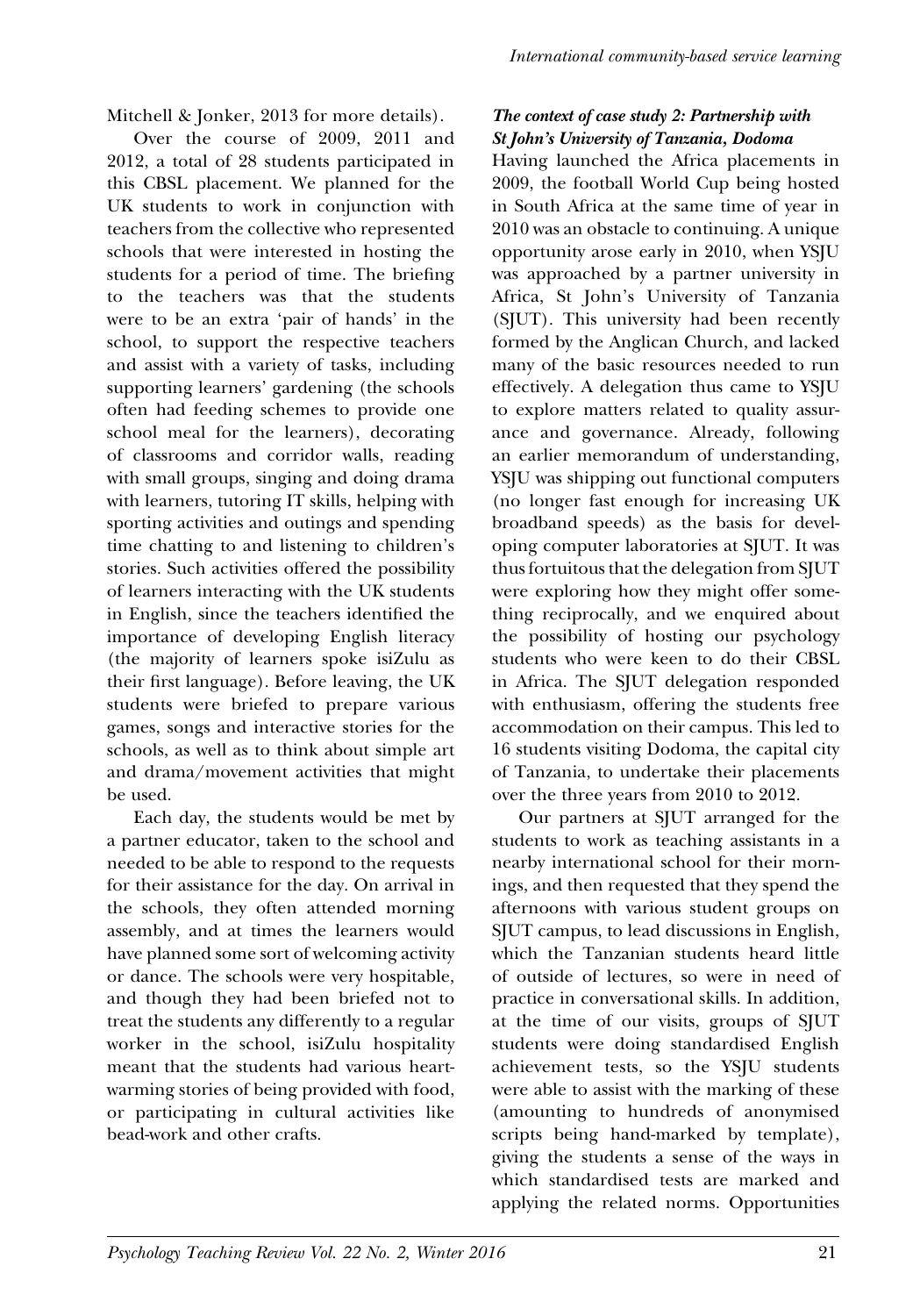Mitchell & Jonker, 2013 for more details).

Over the course of 2009, 2011 and 2012, a total of 28 students participated in this CBSL placement. We planned for the UK students to work in conjunction with teachers from the collective who represented schools that were interested in hosting the students for a period of time. The briefing to the teachers was that the students were to be an extra 'pair of hands' in the school, to support the respective teachers and assist with a variety of tasks, including supporting learners' gardening (the schools often had feeding schemes to provide one school meal for the learners), decorating of classrooms and corridor walls, reading with small groups, singing and doing drama with learners, tutoring IT skills, helping with sporting activities and outings and spending time chatting to and listening to children's stories. Such activities offered the possibility of learners interacting with the UK students in English, since the teachers identified the importance of developing English literacy (the majority of learners spoke isiZulu as their first language). Before leaving, the UK students were briefed to prepare various games, songs and interactive stories for the schools, as well as to think about simple art and drama/movement activities that might be used.

Each day, the students would be met by a partner educator, taken to the school and needed to be able to respond to the requests for their assistance for the day. On arrival in the schools, they often attended morning assembly, and at times the learners would have planned some sort of welcoming activity or dance. The schools were very hospitable, and though they had been briefed not to treat the students any differently to a regular worker in the school, isiZulu hospitality meant that the students had various heart-warming stories of being provided with food, or participating in cultural activities like bead-work and other crafts.

### *The context of case study 2: Partnership with St John's University of Tanzania, Dodoma*

Having launched the Africa placements in 2009, the football World Cup being hosted in South Africa at the same time of year in 2010 was an obstacle to continuing. A unique opportunity arose early in 2010, when YSJU was approached by a partner university in Africa, St John's University of Tanzania (SJUT). This university had been recently formed by the Anglican Church, and lacked many of the basic resources needed to run effectively. A delegation thus came to YSJU to explore matters related to quality assurance and governance. Already, following an earlier memorandum of understanding, YSJU was shipping out functional computers (no longer fast enough for increasing UK broadband speeds) as the basis for developing computer laboratories at SJUT. It was thus fortuitous that the delegation from SJUT were exploring how they might offer something reciprocally, and we enquired about the possibility of hosting our psychology students who were keen to do their CBSL in Africa. The SJUT delegation responded with enthusiasm, offering the students free accommodation on their campus. This led to 16 students visiting Dodoma, the capital city of Tanzania, to undertake their placements over the three years from 2010 to 2012.

Our partners at SJUT arranged for the students to work as teaching assistants in a nearby international school for their mornings, and then requested that they spend the afternoons with various student groups on SJUT campus, to lead discussions in English, which the Tanzanian students heard little of outside of lectures, so were in need of practice in conversational skills. In addition, at the time of our visits, groups of SJUT students were doing standardised English achievement tests, so the YSJU students were able to assist with the marking of these (amounting to hundreds of anonymised scripts being hand-marked by template), giving the students a sense of the ways in which standardised tests are marked and applying the related norms. Opportunities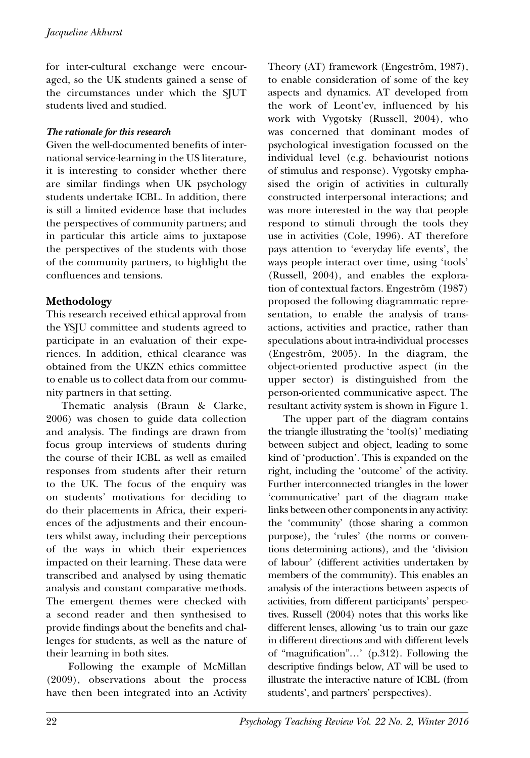for inter-cultural exchange were encouraged, so the UK students gained a sense of the circumstances under which the SJUT students lived and studied.

***The rationale for this research***

Given the well-documented benefits of international service-learning in the US literature, it is interesting to consider whether there are similar findings when UK psychology students undertake ICBL. In addition, there is still a limited evidence base that includes the perspectives of community partners; and in particular this article aims to juxtapose the perspectives of the students with those of the community partners, to highlight the confluences and tensions.

## Methodology

This research received ethical approval from the YSJU committee and students agreed to participate in an evaluation of their experiences. In addition, ethical clearance was obtained from the UKZN ethics committee to enable us to collect data from our community partners in that setting.

Thematic analysis (Braun & Clarke, 2006) was chosen to guide data collection and analysis. The findings are drawn from focus group interviews of students during the course of their ICBL as well as emailed responses from students after their return to the UK. The focus of the enquiry was on students' motivations for deciding to do their placements in Africa, their experiences of the adjustments and their encounters whilst away, including their perceptions of the ways in which their experiences impacted on their learning. These data were transcribed and analysed by using thematic analysis and constant comparative methods. The emergent themes were checked with a second reader and then synthesised to provide findings about the benefits and challenges for students, as well as the nature of their learning in both sites.

Following the example of McMillan (2009), observations about the process have then been integrated into an Activity Theory (AT) framework (Engeström, 1987), to enable consideration of some of the key aspects and dynamics. AT developed from the work of Leont'ev, influenced by his work with Vygotsky (Russell, 2004), who was concerned that dominant modes of psychological investigation focussed on the individual level (e.g. behaviourist notions of stimulus and response). Vygotsky emphasised the origin of activities in culturally constructed interpersonal interactions; and was more interested in the way that people respond to stimuli through the tools they use in activities (Cole, 1996). AT therefore pays attention to 'everyday life events', the ways people interact over time, using 'tools' (Russell, 2004), and enables the exploration of contextual factors. Engeström (1987) proposed the following diagrammatic representation, to enable the analysis of transactions, activities and practice, rather than speculations about intra-individual processes (Engeström, 2005). In the diagram, the object-oriented productive aspect (in the upper sector) is distinguished from the person-oriented communicative aspect. The resultant activity system is shown in Figure 1.

The upper part of the diagram contains the triangle illustrating the 'tool(s)' mediating between subject and object, leading to some kind of 'production'. This is expanded on the right, including the 'outcome' of the activity. Further interconnected triangles in the lower 'communicative' part of the diagram make links between other components in any activity: the 'community' (those sharing a common purpose), the 'rules' (the norms or conventions determining actions), and the 'division of labour' (different activities undertaken by members of the community). This enables an analysis of the interactions between aspects of activities, from different participants' perspectives. Russell (2004) notes that this works like different lenses, allowing 'us to train our gaze in different directions and with different levels of "magnification"…' (p.312). Following the descriptive findings below, AT will be used to illustrate the interactive nature of ICBL (from students', and partners' perspectives).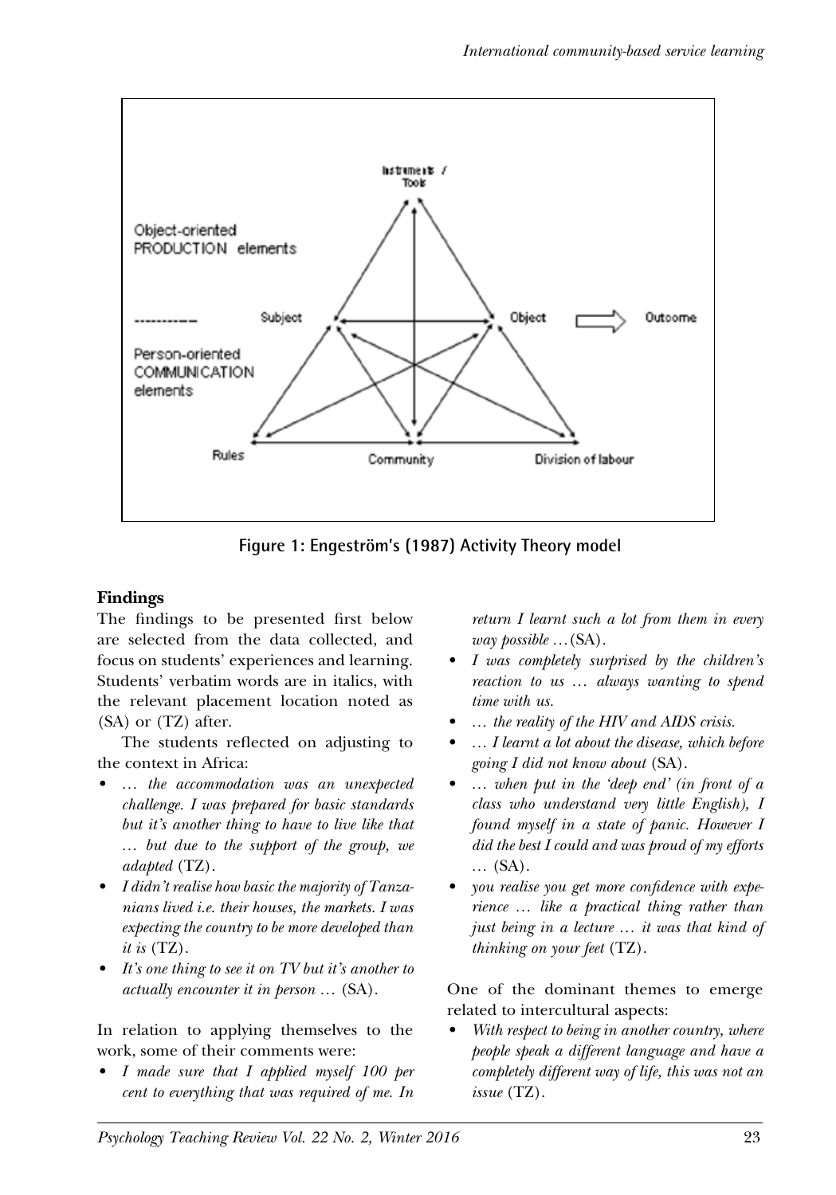Object-oriented PRODUCTION elements

Person-oriented COMMUNICATION elements

Instruments / Tools

Subject

Object

Outcome

Rules

Community

Division of labour

**Figure 1: Engeström's (1987) Activity Theory model**

## Findings

The findings to be presented first below are selected from the data collected, and focus on students' experiences and learning. Students' verbatim words are in italics, with the relevant placement location noted as (SA) or (TZ) after.

The students reflected on adjusting to the context in Africa:

- *… the accommodation was an unexpected challenge. I was prepared for basic standards but it's another thing to have to live like that … but due to the support of the group, we adapted* (TZ).
- *I didn't realise how basic the majority of Tanzanians lived i.e. their houses, the markets. I was expecting the country to be more developed than it is* (TZ).
- *It's one thing to see it on TV but it's another to actually encounter it in person …* (SA).

In relation to applying themselves to the work, some of their comments were:

- *I made sure that I applied myself 100 per cent to everything that was required of me. In return I learnt such a lot from them in every way possible …*(SA).
- *I was completely surprised by the children's reaction to us … always wanting to spend time with us.*
- *… the reality of the HIV and AIDS crisis.*
- *… I learnt a lot about the disease, which before going I did not know about* (SA).
- *… when put in the 'deep end' (in front of a class who understand very little English), I found myself in a state of panic. However I did the best I could and was proud of my efforts …* (SA).
- *you realise you get more confidence with experience … like a practical thing rather than just being in a lecture … it was that kind of thinking on your feet* (TZ).

One of the dominant themes to emerge related to intercultural aspects:

- *With respect to being in another country, where people speak a different language and have a completely different way of life, this was not an issue* (TZ).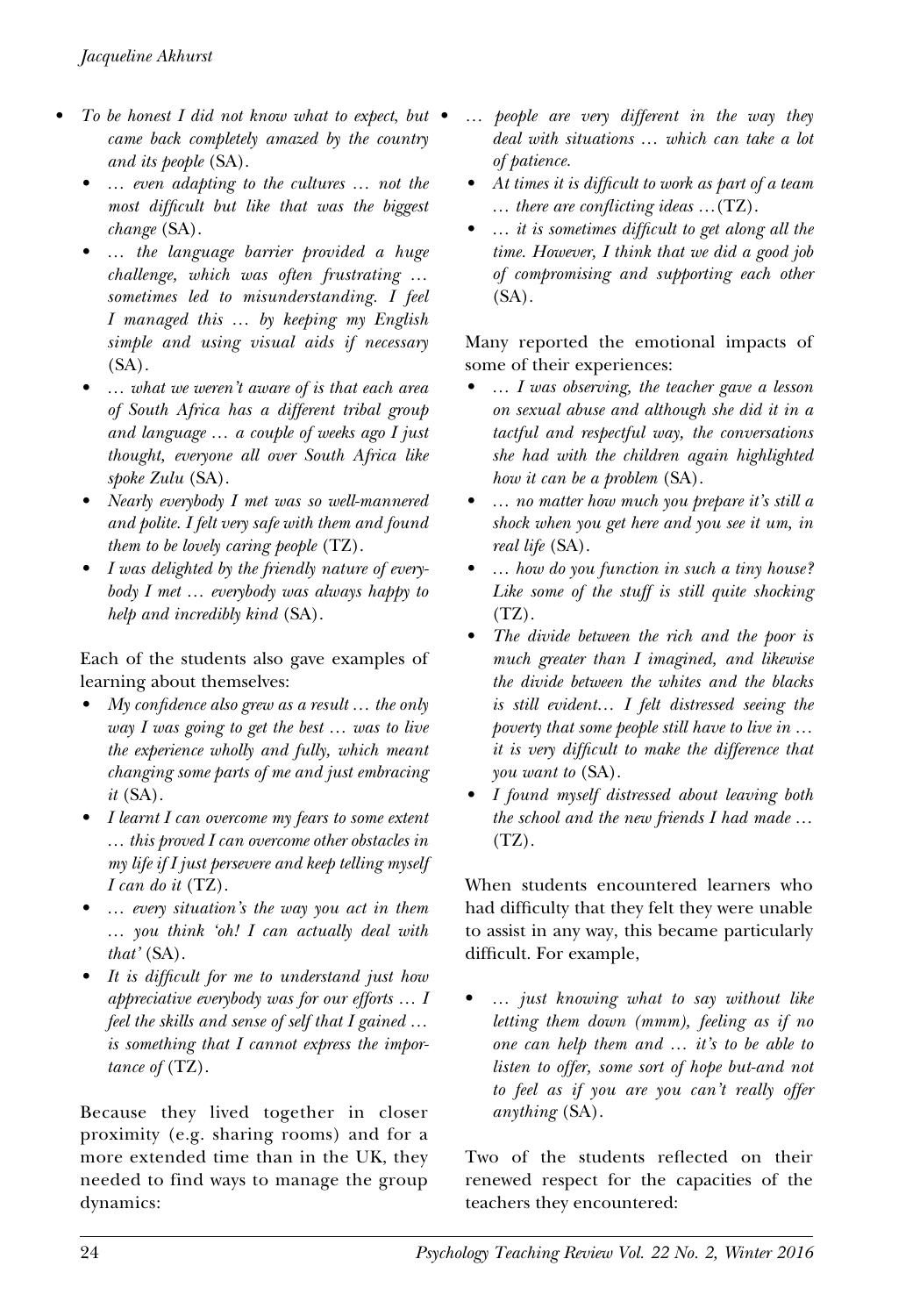- *To be honest I did not know what to expect, but came back completely amazed by the country and its people* (SA).
  - *… even adapting to the cultures … not the most difficult but like that was the biggest change* (SA).
  - *… the language barrier provided a huge challenge, which was often frustrating … sometimes led to misunderstanding. I feel I managed this … by keeping my English simple and using visual aids if necessary* (SA).
  - *… what we weren't aware of is that each area of South Africa has a different tribal group and language … a couple of weeks ago I just thought, everyone all over South Africa like spoke Zulu* (SA).
  - *Nearly everybody I met was so well-mannered and polite. I felt very safe with them and found them to be lovely caring people* (TZ).
  - *I was delighted by the friendly nature of everybody I met … everybody was always happy to help and incredibly kind* (SA).

Each of the students also gave examples of learning about themselves:

- *My confidence also grew as a result … the only way I was going to get the best … was to live the experience wholly and fully, which meant changing some parts of me and just embracing it* (SA).
- *I learnt I can overcome my fears to some extent … this proved I can overcome other obstacles in my life if I just persevere and keep telling myself I can do it* (TZ).
- *… every situation's the way you act in them … you think 'oh! I can actually deal with that'* (SA).
- *It is difficult for me to understand just how appreciative everybody was for our efforts … I feel the skills and sense of self that I gained … is something that I cannot express the importance of* (TZ).

Because they lived together in closer proximity (e.g. sharing rooms) and for a more extended time than in the UK, they needed to find ways to manage the group dynamics:

- *… people are very different in the way they deal with situations … which can take a lot of patience.*
  - *At times it is difficult to work as part of a team … there are conflicting ideas …*(TZ).
  - *… it is sometimes difficult to get along all the time. However, I think that we did a good job of compromising and supporting each other* (SA).

Many reported the emotional impacts of some of their experiences:

- *… I was observing, the teacher gave a lesson on sexual abuse and although she did it in a tactful and respectful way, the conversations she had with the children again highlighted how it can be a problem* (SA).
- *… no matter how much you prepare it's still a shock when you get here and you see it um, in real life* (SA).
- *… how do you function in such a tiny house? Like some of the stuff is still quite shocking* (TZ).
- *The divide between the rich and the poor is much greater than I imagined, and likewise the divide between the whites and the blacks is still evident… I felt distressed seeing the poverty that some people still have to live in … it is very difficult to make the difference that you want to* (SA).
- *I found myself distressed about leaving both the school and the new friends I had made …* (TZ).

When students encountered learners who had difficulty that they felt they were unable to assist in any way, this became particularly difficult. For example,

- *… just knowing what to say without like letting them down (mmm), feeling as if no one can help them and … it's to be able to listen to offer, some sort of hope but-and not to feel as if you are you can't really offer anything* (SA).

Two of the students reflected on their renewed respect for the capacities of the teachers they encountered: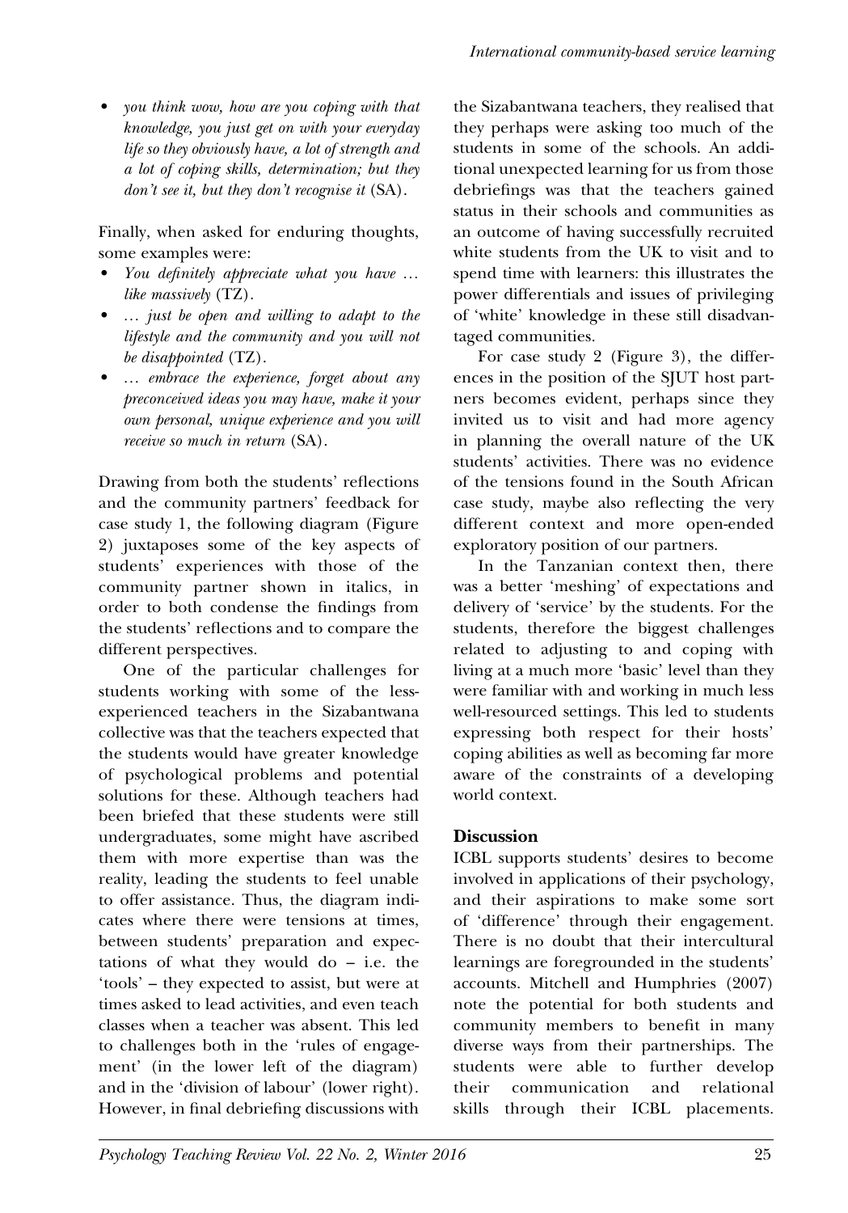- *you think wow, how are you coping with that knowledge, you just get on with your everyday life so they obviously have, a lot of strength and a lot of coping skills, determination; but they don't see it, but they don't recognise it* (SA).

Finally, when asked for enduring thoughts, some examples were:

- *You definitely appreciate what you have … like massively* (TZ).
- *… just be open and willing to adapt to the lifestyle and the community and you will not be disappointed* (TZ).
- *… embrace the experience, forget about any preconceived ideas you may have, make it your own personal, unique experience and you will receive so much in return* (SA).

Drawing from both the students' reflections and the community partners' feedback for case study 1, the following diagram (Figure 2) juxtaposes some of the key aspects of students' experiences with those of the community partner shown in italics, in order to both condense the findings from the students' reflections and to compare the different perspectives.

One of the particular challenges for students working with some of the less-experienced teachers in the Sizabantwana collective was that the teachers expected that the students would have greater knowledge of psychological problems and potential solutions for these. Although teachers had been briefed that these students were still undergraduates, some might have ascribed them with more expertise than was the reality, leading the students to feel unable to offer assistance. Thus, the diagram indicates where there were tensions at times, between students' preparation and expectations of what they would do – i.e. the 'tools' – they expected to assist, but were at times asked to lead activities, and even teach classes when a teacher was absent. This led to challenges both in the 'rules of engagement' (in the lower left of the diagram) and in the 'division of labour' (lower right). However, in final debriefing discussions with the Sizabantwana teachers, they realised that they perhaps were asking too much of the students in some of the schools. An additional unexpected learning for us from those debriefings was that the teachers gained status in their schools and communities as an outcome of having successfully recruited white students from the UK to visit and to spend time with learners: this illustrates the power differentials and issues of privileging of 'white' knowledge in these still disadvantaged communities.

For case study 2 (Figure 3), the differences in the position of the SJUT host partners becomes evident, perhaps since they invited us to visit and had more agency in planning the overall nature of the UK students' activities. There was no evidence of the tensions found in the South African case study, maybe also reflecting the very different context and more open-ended exploratory position of our partners.

In the Tanzanian context then, there was a better 'meshing' of expectations and delivery of 'service' by the students. For the students, therefore the biggest challenges related to adjusting to and coping with living at a much more 'basic' level than they were familiar with and working in much less well-resourced settings. This led to students expressing both respect for their hosts' coping abilities as well as becoming far more aware of the constraints of a developing world context.

## Discussion

ICBL supports students' desires to become involved in applications of their psychology, and their aspirations to make some sort of 'difference' through their engagement. There is no doubt that their intercultural learnings are foregrounded in the students' accounts. Mitchell and Humphries (2007) note the potential for both students and community members to benefit in many diverse ways from their partnerships. The students were able to further develop their communication and relational skills through their ICBL placements.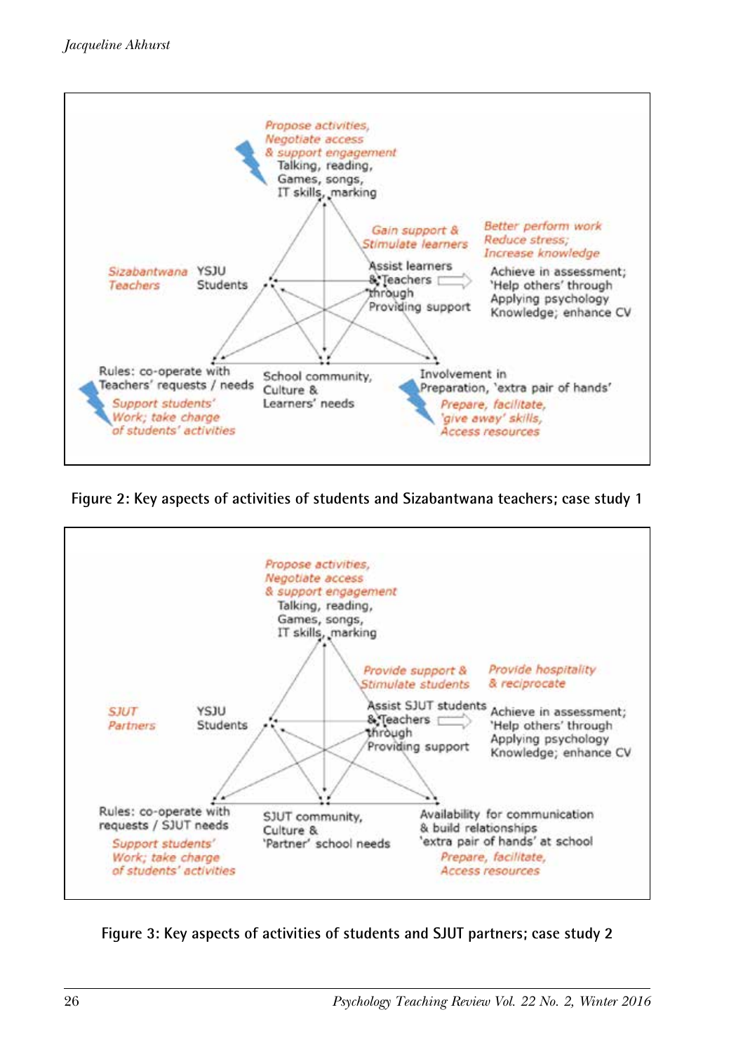Propose activities,
Negotiate access
& support engagement
Talking, reading,
Games, songs,
IT skills, marking

Gain support &
Stimulate learners

Better perform work
Reduce stress;
Increase knowledge

Sizabantwana
Teachers

YSJU
Students

Assist learners
& Teachers
through
Providing support

Achieve in assessment;
'Help others' through
Applying psychology
Knowledge; enhance CV

Rules: co-operate with
Teachers' requests / needs
Support students'
Work; take charge
of students' activities

School community,
Culture &
Learners' needs

Involvement in
Preparation, 'extra pair of hands'
Prepare, facilitate,
'give away' skills,
Access resources

**Figure 2: Key aspects of activities of students and Sizabantwana teachers; case study 1**

Propose activities,
Negotiate access
& support engagement
Talking, reading,
Games, songs,
IT skills, marking

Provide support &
Stimulate students

Provide hospitality
& reciprocate

SJUT
Partners

YSJU
Students

Assist SJUT students
& Teachers
through
Providing support

Achieve in assessment;
'Help others' through
Applying psychology
Knowledge; enhance CV

Rules: co-operate with
requests / SJUT needs
Support students'
Work; take charge
of students' activities

SJUT community,
Culture &
'Partner' school needs

Availability for communication
& build relationships
'extra pair of hands' at school
Prepare, facilitate,
Access resources

**Figure 3: Key aspects of activities of students and SJUT partners; case study 2**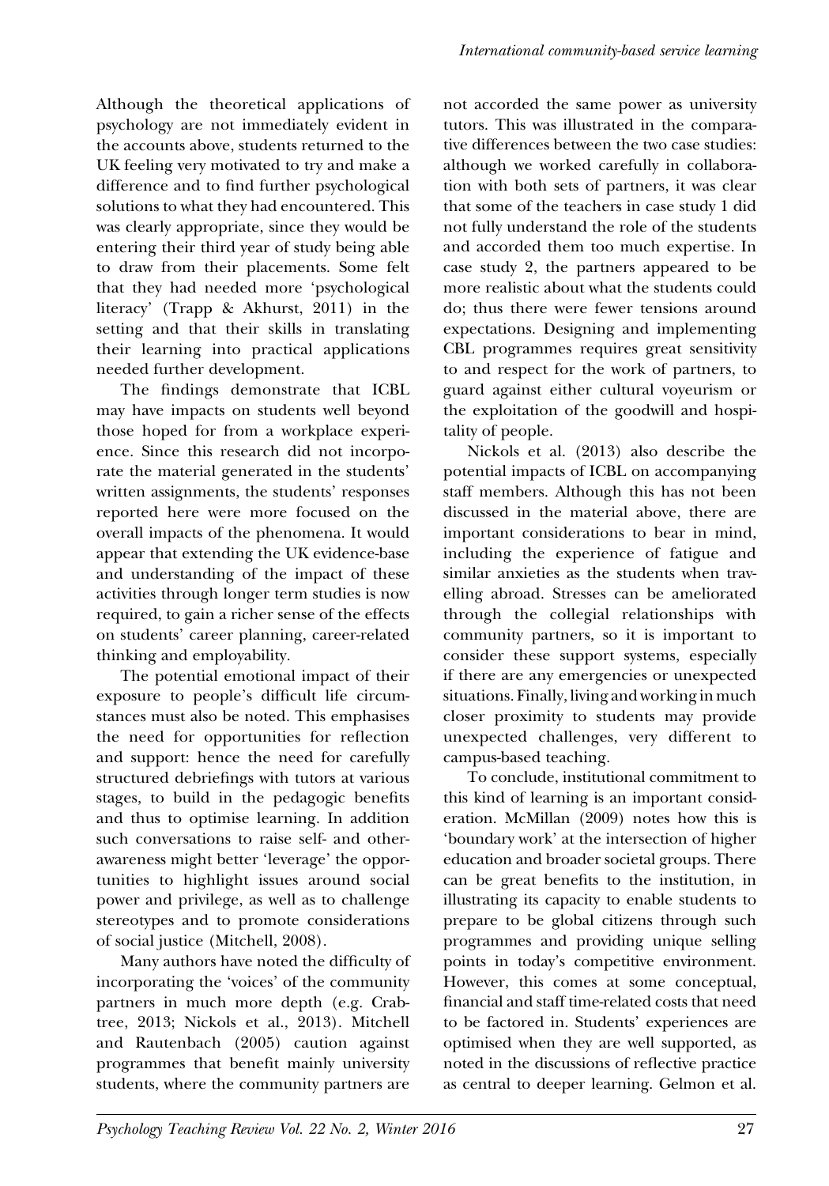Although the theoretical applications of psychology are not immediately evident in the accounts above, students returned to the UK feeling very motivated to try and make a difference and to find further psychological solutions to what they had encountered. This was clearly appropriate, since they would be entering their third year of study being able to draw from their placements. Some felt that they had needed more 'psychological literacy' (Trapp & Akhurst, 2011) in the setting and that their skills in translating their learning into practical applications needed further development.

The findings demonstrate that ICBL may have impacts on students well beyond those hoped for from a workplace experience. Since this research did not incorporate the material generated in the students' written assignments, the students' responses reported here were more focused on the overall impacts of the phenomena. It would appear that extending the UK evidence-base and understanding of the impact of these activities through longer term studies is now required, to gain a richer sense of the effects on students' career planning, career-related thinking and employability.

The potential emotional impact of their exposure to people's difficult life circumstances must also be noted. This emphasises the need for opportunities for reflection and support: hence the need for carefully structured debriefings with tutors at various stages, to build in the pedagogic benefits and thus to optimise learning. In addition such conversations to raise self- and other-awareness might better 'leverage' the opportunities to highlight issues around social power and privilege, as well as to challenge stereotypes and to promote considerations of social justice (Mitchell, 2008).

Many authors have noted the difficulty of incorporating the 'voices' of the community partners in much more depth (e.g. Crabtree, 2013; Nickols et al., 2013). Mitchell and Rautenbach (2005) caution against programmes that benefit mainly university students, where the community partners are not accorded the same power as university tutors. This was illustrated in the comparative differences between the two case studies: although we worked carefully in collaboration with both sets of partners, it was clear that some of the teachers in case study 1 did not fully understand the role of the students and accorded them too much expertise. In case study 2, the partners appeared to be more realistic about what the students could do; thus there were fewer tensions around expectations. Designing and implementing CBL programmes requires great sensitivity to and respect for the work of partners, to guard against either cultural voyeurism or the exploitation of the goodwill and hospitality of people.

Nickols et al. (2013) also describe the potential impacts of ICBL on accompanying staff members. Although this has not been discussed in the material above, there are important considerations to bear in mind, including the experience of fatigue and similar anxieties as the students when travelling abroad. Stresses can be ameliorated through the collegial relationships with community partners, so it is important to consider these support systems, especially if there are any emergencies or unexpected situations. Finally, living and working in much closer proximity to students may provide unexpected challenges, very different to campus-based teaching.

To conclude, institutional commitment to this kind of learning is an important consideration. McMillan (2009) notes how this is 'boundary work' at the intersection of higher education and broader societal groups. There can be great benefits to the institution, in illustrating its capacity to enable students to prepare to be global citizens through such programmes and providing unique selling points in today's competitive environment. However, this comes at some conceptual, financial and staff time-related costs that need to be factored in. Students' experiences are optimised when they are well supported, as noted in the discussions of reflective practice as central to deeper learning. Gelmon et al.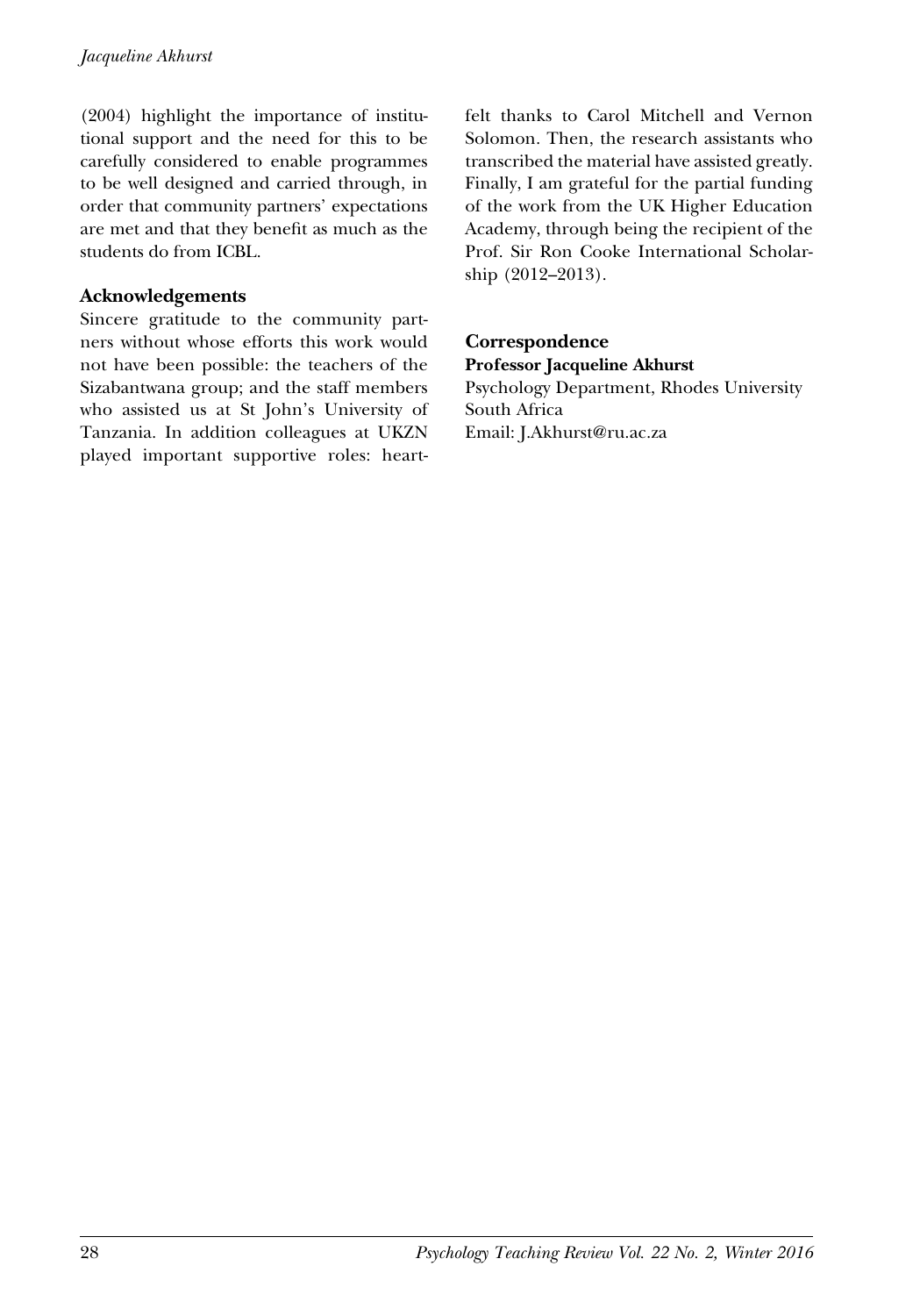(2004) highlight the importance of institutional support and the need for this to be carefully considered to enable programmes to be well designed and carried through, in order that community partners' expectations are met and that they benefit as much as the students do from ICBL.

## Acknowledgements

Sincere gratitude to the community partners without whose efforts this work would not have been possible: the teachers of the Sizabantwana group; and the staff members who assisted us at St John's University of Tanzania. In addition colleagues at UKZN played important supportive roles: heartfelt thanks to Carol Mitchell and Vernon Solomon. Then, the research assistants who transcribed the material have assisted greatly. Finally, I am grateful for the partial funding of the work from the UK Higher Education Academy, through being the recipient of the Prof. Sir Ron Cooke International Scholarship (2012–2013).

## Correspondence

**Professor Jacqueline Akhurst**
Psychology Department, Rhodes University
South Africa
Email: J.Akhurst@ru.ac.za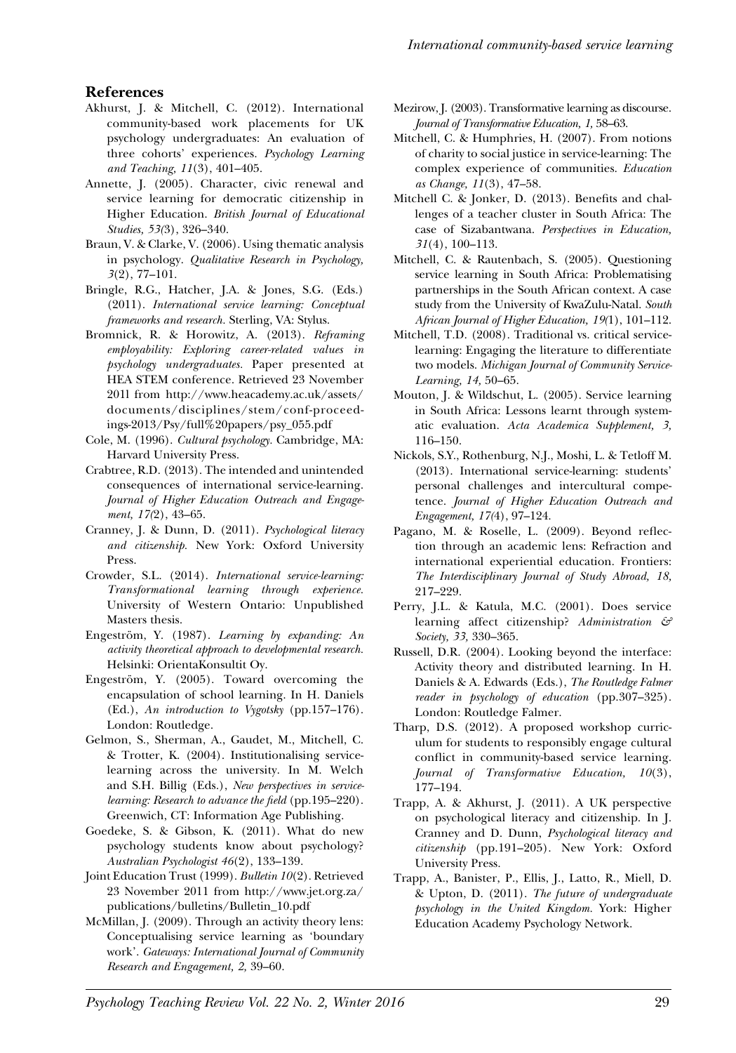## References

Akhurst, J. & Mitchell, C. (2012). International community-based work placements for UK psychology undergraduates: An evaluation of three cohorts' experiences. *Psychology Learning and Teaching, 11*(3), 401–405.

Annette, J. (2005). Character, civic renewal and service learning for democratic citizenship in Higher Education. *British Journal of Educational Studies, 53(*3), 326–340.

Braun, V. & Clarke, V. (2006). Using thematic analysis in psychology. *Qualitative Research in Psychology, 3*(2), 77–101.

Bringle, R.G., Hatcher, J.A. & Jones, S.G. (Eds.) (2011). *International service learning: Conceptual frameworks and research.* Sterling, VA: Stylus.

Bromnick, R. & Horowitz, A. (2013). *Reframing employability: Exploring career-related values in psychology undergraduates.* Paper presented at HEA STEM conference. Retrieved 23 November 2011 from http://www.heacademy.ac.uk/assets/documents/disciplines/stem/conf-proceedings-2013/Psy/full%20papers/psy_055.pdf

Cole, M. (1996). *Cultural psychology.* Cambridge, MA: Harvard University Press.

Crabtree, R.D. (2013). The intended and unintended consequences of international service-learning. *Journal of Higher Education Outreach and Engagement, 17(*2), 43–65.

Cranney, J. & Dunn, D. (2011). *Psychological literacy and citizenship.* New York: Oxford University Press.

Crowder, S.L. (2014). *International service-learning: Transformational learning through experience.* University of Western Ontario: Unpublished Masters thesis.

Engeström, Y. (1987). *Learning by expanding: An activity theoretical approach to developmental research.* Helsinki: OrientaKonsultit Oy.

Engeström, Y. (2005). Toward overcoming the encapsulation of school learning. In H. Daniels (Ed.), *An introduction to Vygotsky* (pp.157–176). London: Routledge.

Gelmon, S., Sherman, A., Gaudet, M., Mitchell, C. & Trotter, K. (2004). Institutionalising service-learning across the university. In M. Welch and S.H. Billig (Eds.), *New perspectives in service-learning: Research to advance the field* (pp.195–220). Greenwich, CT: Information Age Publishing.

Goedeke, S. & Gibson, K. (2011). What do new psychology students know about psychology? *Australian Psychologist 46*(2), 133–139.

Joint Education Trust (1999). *Bulletin 10*(2). Retrieved 23 November 2011 from http://www.jet.org.za/publications/bulletins/Bulletin_10.pdf

McMillan, J. (2009). Through an activity theory lens: Conceptualising service learning as 'boundary work'. *Gateways: International Journal of Community Research and Engagement, 2,* 39–60.

Mezirow, J. (2003). Transformative learning as discourse. *Journal of Transformative Education, 1,* 58–63.

Mitchell, C. & Humphries, H. (2007). From notions of charity to social justice in service-learning: The complex experience of communities. *Education as Change, 11*(3), 47–58.

Mitchell C. & Jonker, D. (2013). Benefits and challenges of a teacher cluster in South Africa: The case of Sizabantwana. *Perspectives in Education, 31*(4), 100–113.

Mitchell, C. & Rautenbach, S. (2005). Questioning service learning in South Africa: Problematising partnerships in the South African context. A case study from the University of KwaZulu-Natal. *South African Journal of Higher Education, 19(*1), 101–112.

Mitchell, T.D. (2008). Traditional vs. critical service-learning: Engaging the literature to differentiate two models. *Michigan Journal of Community Service-Learning, 14,* 50–65.

Mouton, J. & Wildschut, L. (2005). Service learning in South Africa: Lessons learnt through systematic evaluation. *Acta Academica Supplement, 3,* 116–150.

Nickols, S.Y., Rothenburg, N.J., Moshi, L. & Tetloff M. (2013). International service-learning: students' personal challenges and intercultural competence. *Journal of Higher Education Outreach and Engagement, 17(*4), 97–124.

Pagano, M. & Roselle, L. (2009). Beyond reflection through an academic lens: Refraction and international experiential education. Frontiers: *The Interdisciplinary Journal of Study Abroad, 18,* 217–229.

Perry, J.L. & Katula, M.C. (2001). Does service learning affect citizenship? *Administration & Society, 33,* 330–365.

Russell, D.R. (2004). Looking beyond the interface: Activity theory and distributed learning. In H. Daniels & A. Edwards (Eds.), *The Routledge Falmer reader in psychology of education* (pp.307–325). London: Routledge Falmer.

Tharp, D.S. (2012). A proposed workshop curriculum for students to responsibly engage cultural conflict in community-based service learning. *Journal of Transformative Education, 10*(3), 177–194.

Trapp, A. & Akhurst, J. (2011). A UK perspective on psychological literacy and citizenship. In J. Cranney and D. Dunn, *Psychological literacy and citizenship* (pp.191–205). New York: Oxford University Press.

Trapp, A., Banister, P., Ellis, J., Latto, R., Miell, D. & Upton, D. (2011). *The future of undergraduate psychology in the United Kingdom.* York: Higher Education Academy Psychology Network.